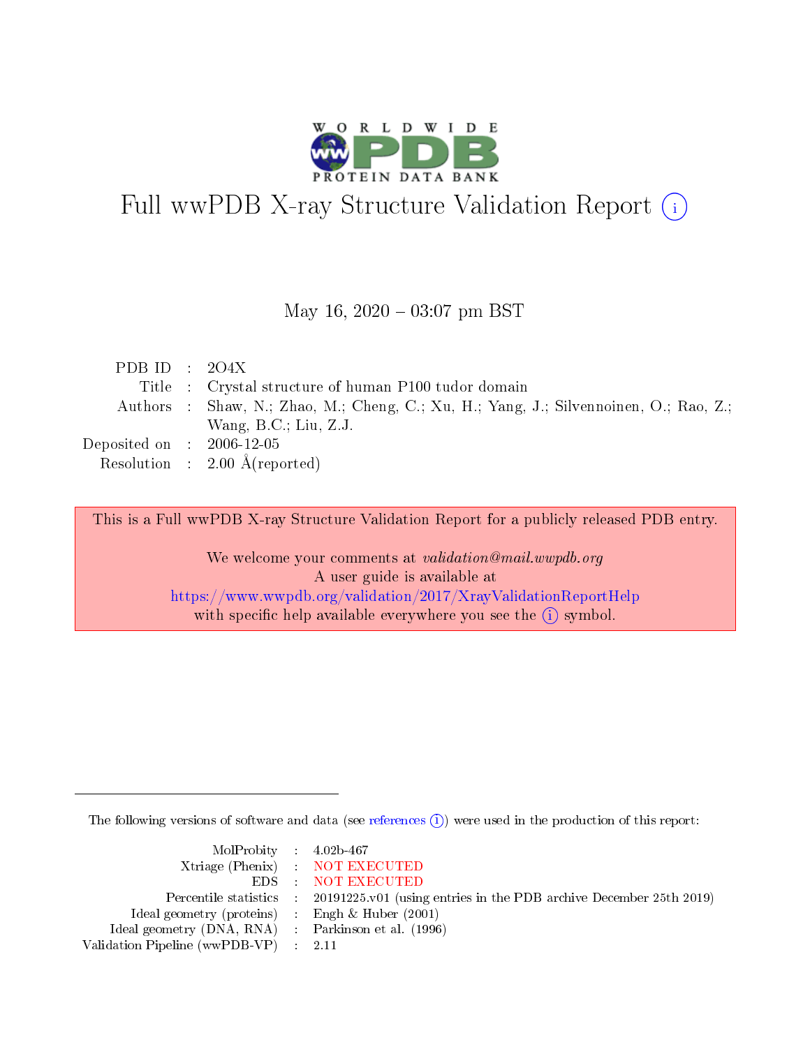# Full wwPDB X-ray Structure Validation Report (i)

May 16, 2020 – 03:07 pm BST

| | | |
|---|---|---|
| PDB ID | : | 2O4X |
| Title | : | Crystal structure of human P100 tudor domain |
| Authors | : | Shaw, N.; Zhao, M.; Cheng, C.; Xu, H.; Yang, J.; Silvennoinen, O.; Rao, Z.; Wang, B.C.; Liu, Z.J. |
| Deposited on | : | 2006-12-05 |
| Resolution | : | 2.00 Å(reported) |

This is a Full wwPDB X-ray Structure Validation Report for a publicly released PDB entry.

We welcome your comments at *validation@mail.wwpdb.org*
A user guide is available at
https://www.wwpdb.org/validation/2017/XrayValidationReportHelp
with specific help available everywhere you see the (i) symbol.

---

The following versions of software and data (see references (i)) were used in the production of this report:

| | | |
|---|---|---|
| MolProbity | : | 4.02b-467 |
| Xtriage (Phenix) | : | NOT EXECUTED |
| EDS | : | NOT EXECUTED |
| Percentile statistics | : | 20191225.v01 (using entries in the PDB archive December 25th 2019) |
| Ideal geometry (proteins) | : | Engh & Huber (2001) |
| Ideal geometry (DNA, RNA) | : | Parkinson et al. (1996) |
| Validation Pipeline (wwPDB-VP) | : | 2.11 |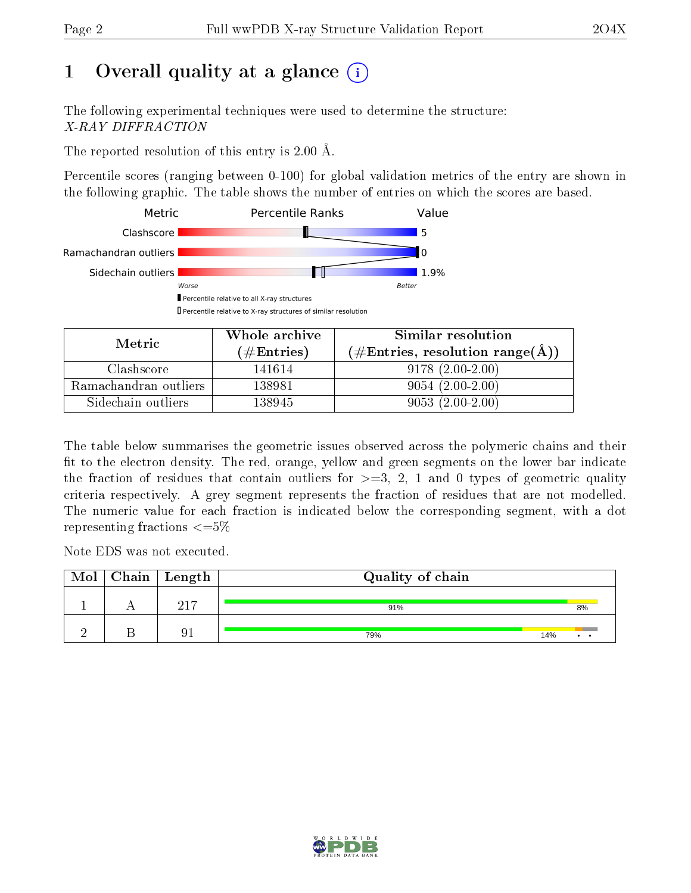# 1 Overall quality at a glance

The following experimental techniques were used to determine the structure:
*X-RAY DIFFRACTION*

The reported resolution of this entry is 2.00 Å.

Percentile scores (ranging between 0-100) for global validation metrics of the entry are shown in the following graphic. The table shows the number of entries on which the scores are based.

| Metric | Value |
|---|---|
| Clashscore | 5 |
| Ramachandran outliers | 0 |
| Sidechain outliers | 1.9% |

Worse — Better

▮ Percentile relative to all X-ray structures
▯ Percentile relative to X-ray structures of similar resolution

| Metric | Whole archive (#Entries) | Similar resolution (#Entries, resolution range(Å)) |
|---|---|---|
| Clashscore | 141614 | 9178 (2.00-2.00) |
| Ramachandran outliers | 138981 | 9054 (2.00-2.00) |
| Sidechain outliers | 138945 | 9053 (2.00-2.00) |

The table below summarises the geometric issues observed across the polymeric chains and their fit to the electron density. The red, orange, yellow and green segments on the lower bar indicate the fraction of residues that contain outliers for >=3, 2, 1 and 0 types of geometric quality criteria respectively. A grey segment represents the fraction of residues that are not modelled. The numeric value for each fraction is indicated below the corresponding segment, with a dot representing fractions <=5%

Note EDS was not executed.

| Mol | Chain | Length | Quality of chain |
|---|---|---|---|
| 1 | A | 217 | 91% 8% |
| 2 | B | 91 | 79% 14% • • |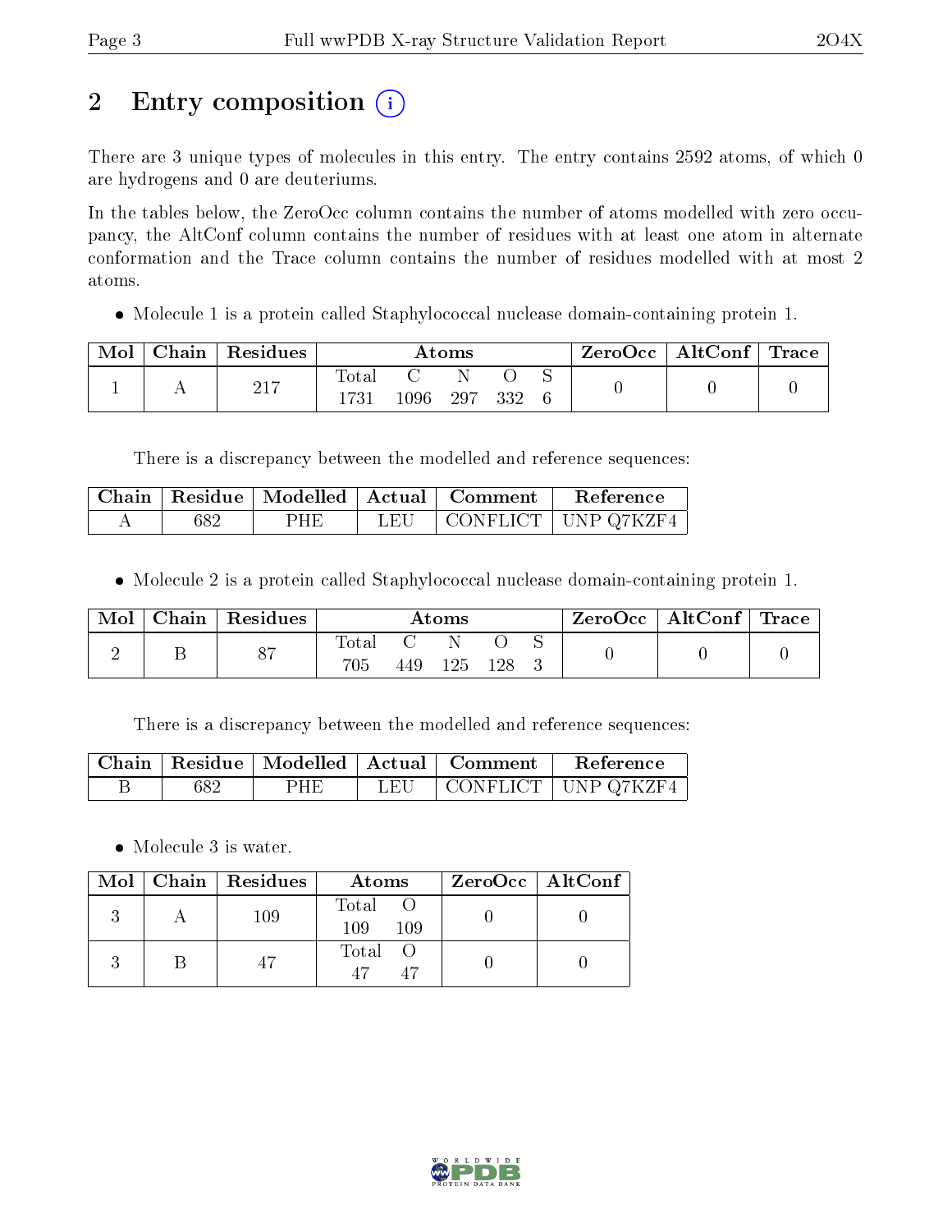# 2 Entry composition (i)

There are 3 unique types of molecules in this entry. The entry contains 2592 atoms, of which 0 are hydrogens and 0 are deuteriums.

In the tables below, the ZeroOcc column contains the number of atoms modelled with zero occupancy, the AltConf column contains the number of residues with at least one atom in alternate conformation and the Trace column contains the number of residues modelled with at most 2 atoms.

- Molecule 1 is a protein called Staphylococcal nuclease domain-containing protein 1.

| Mol | Chain | Residues | Atoms | | | | | ZeroOcc | AltConf | Trace |
|---|---|---|---|---|---|---|---|---|---|---|
| | | | Total | C | N | O | S | | | |
| 1 | A | 217 | 1731 | 1096 | 297 | 332 | 6 | 0 | 0 | 0 |

There is a discrepancy between the modelled and reference sequences:

| Chain | Residue | Modelled | Actual | Comment | Reference |
|---|---|---|---|---|---|
| A | 682 | PHE | LEU | CONFLICT | UNP Q7KZF4 |

- Molecule 2 is a protein called Staphylococcal nuclease domain-containing protein 1.

| Mol | Chain | Residues | Atoms | | | | | ZeroOcc | AltConf | Trace |
|---|---|---|---|---|---|---|---|---|---|---|
| | | | Total | C | N | O | S | | | |
| 2 | B | 87 | 705 | 449 | 125 | 128 | 3 | 0 | 0 | 0 |

There is a discrepancy between the modelled and reference sequences:

| Chain | Residue | Modelled | Actual | Comment | Reference |
|---|---|---|---|---|---|
| B | 682 | PHE | LEU | CONFLICT | UNP Q7KZF4 |

- Molecule 3 is water.

| Mol | Chain | Residues | Atoms | | ZeroOcc | AltConf |
|---|---|---|---|---|---|---|
| | | | Total | O | | |
| 3 | A | 109 | 109 | 109 | 0 | 0 |
| 3 | B | 47 | 47 | 47 | 0 | 0 |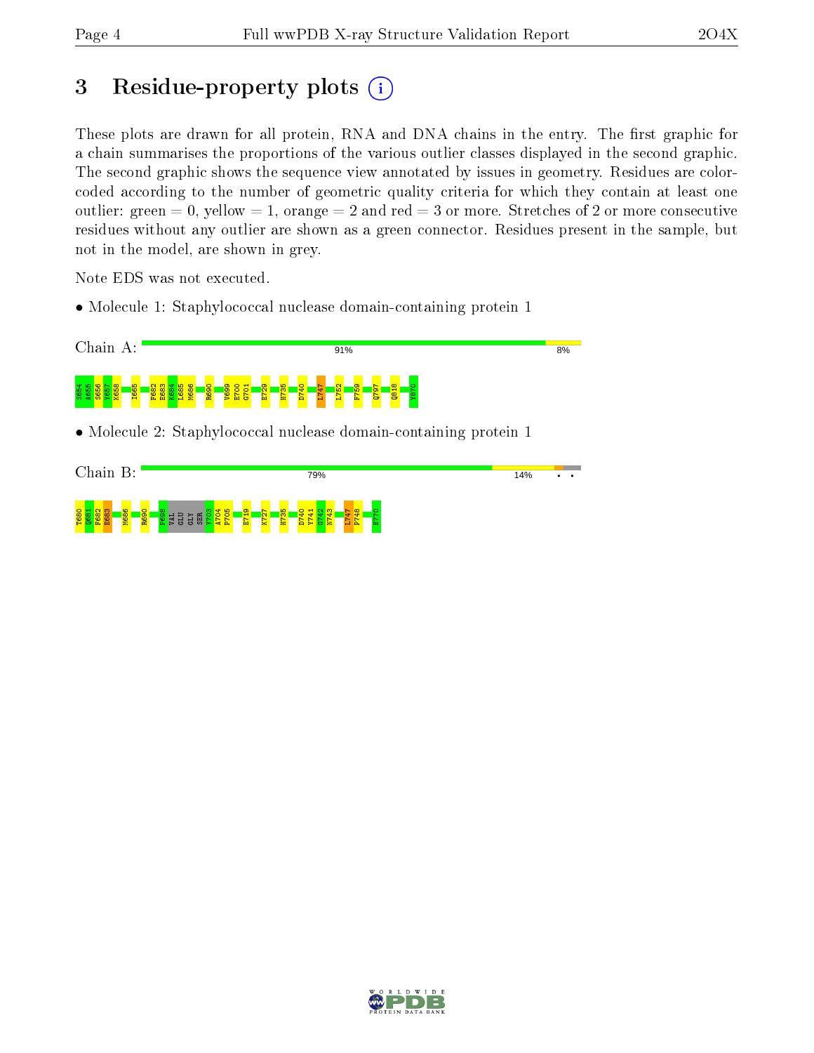# 3 Residue-property plots

These plots are drawn for all protein, RNA and DNA chains in the entry. The first graphic for a chain summarises the proportions of the various outlier classes displayed in the second graphic. The second graphic shows the sequence view annotated by issues in geometry. Residues are color-coded according to the number of geometric quality criteria for which they contain at least one outlier: green = 0, yellow = 1, orange = 2 and red = 3 or more. Stretches of 2 or more consecutive residues without any outlier are shown as a green connector. Residues present in the sample, but not in the model, are shown in grey.

Note EDS was not executed.

- Molecule 1: Staphylococcal nuclease domain-containing protein 1

Chain A: 91% 8%

S654 A655 S656 Y657 K658 I665 F682 E683 K684 L685 M686 R690 V699 E700 G701 E729 H735 D740 L747 L752 F759 Q797 Q818 Y870

- Molecule 2: Staphylococcal nuclease domain-containing protein 1

Chain B: 79% 14% • •

T680 Q681 F682 E683 M686 R690 F698 VAL GLU GLY SER Y703 A704 P705 E719 K727 H735 D740 Y741 G742 N743 L747 P748 E770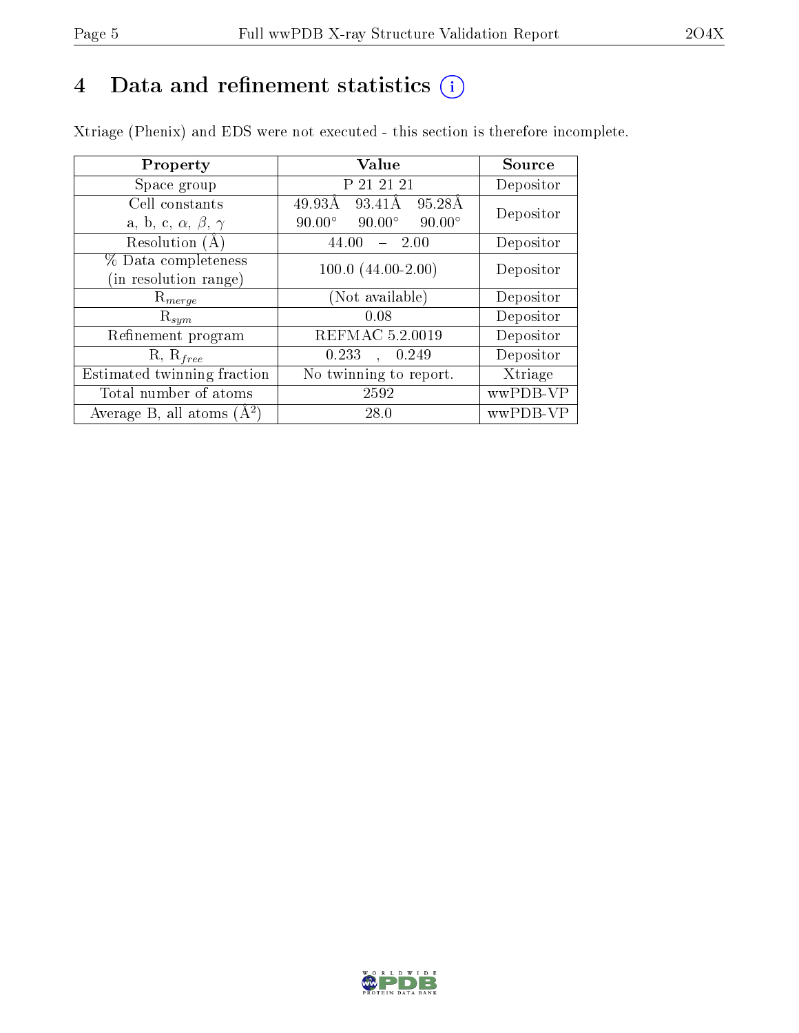# 4 Data and refinement statistics (i)

Xtriage (Phenix) and EDS were not executed - this section is therefore incomplete.

| Property | Value | Source |
|---|---|---|
| Space group | P 21 21 21 | Depositor |
| Cell constants<br>a, b, c, $\alpha$, $\beta$, $\gamma$ | 49.93Å 93.41Å 95.28Å<br>90.00° 90.00° 90.00° | Depositor |
| Resolution (Å) | 44.00 – 2.00 | Depositor |
| % Data completeness<br>(in resolution range) | 100.0 (44.00-2.00) | Depositor |
| $R_{merge}$ | (Not available) | Depositor |
| $R_{sym}$ | 0.08 | Depositor |
| Refinement program | REFMAC 5.2.0019 | Depositor |
| R, $R_{free}$ | 0.233 , 0.249 | Depositor |
| Estimated twinning fraction | No twinning to report. | Xtriage |
| Total number of atoms | 2592 | wwPDB-VP |
| Average B, all atoms (Å$^2$) | 28.0 | wwPDB-VP |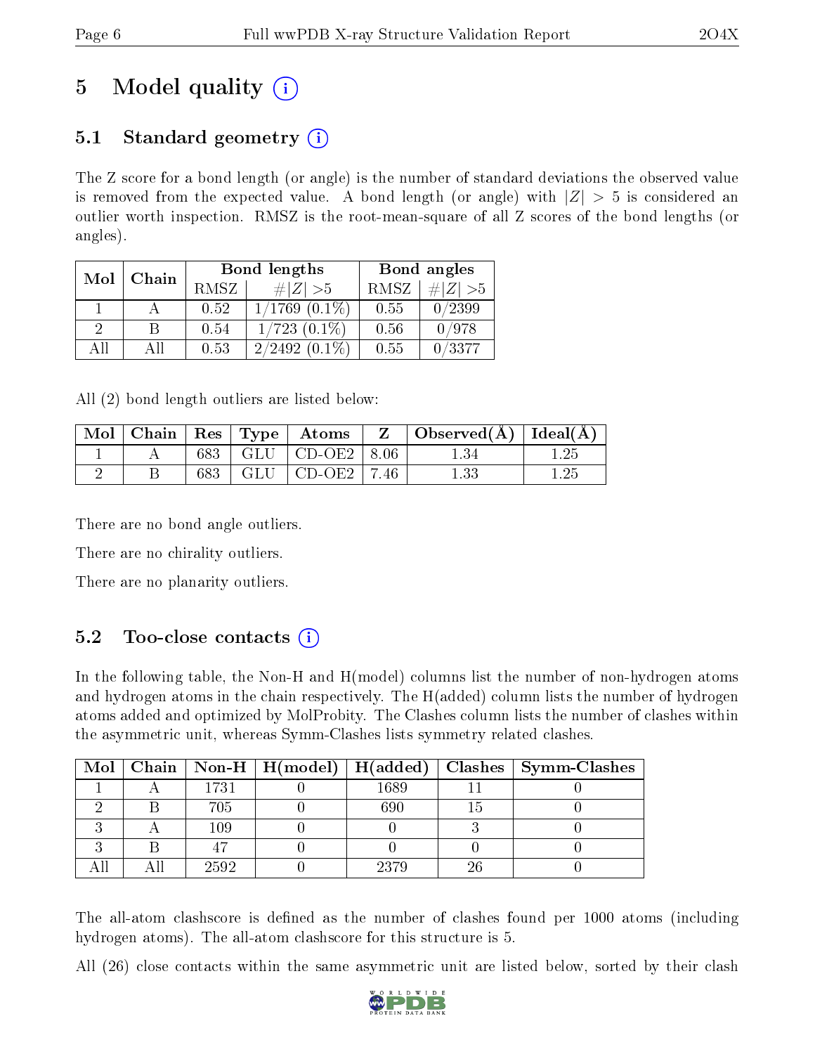# 5 Model quality

## 5.1 Standard geometry

The Z score for a bond length (or angle) is the number of standard deviations the observed value is removed from the expected value. A bond length (or angle) with $|Z| > 5$ is considered an outlier worth inspection. RMSZ is the root-mean-square of all Z scores of the bond lengths (or angles).

| Mol | Chain | Bond lengths | | Bond angles | |
|---|---|---|---|---|---|
| | | RMSZ | $\#\|Z\| >5$ | RMSZ | $\#\|Z\| >5$ |
| 1 | A | 0.52 | 1/1769 (0.1%) | 0.55 | 0/2399 |
| 2 | B | 0.54 | 1/723 (0.1%) | 0.56 | 0/978 |
| All | All | 0.53 | 2/2492 (0.1%) | 0.55 | 0/3377 |

All (2) bond length outliers are listed below:

| Mol | Chain | Res | Type | Atoms | Z | Observed(Å) | Ideal(Å) |
|---|---|---|---|---|---|---|---|
| 1 | A | 683 | GLU | CD-OE2 | 8.06 | 1.34 | 1.25 |
| 2 | B | 683 | GLU | CD-OE2 | 7.46 | 1.33 | 1.25 |

There are no bond angle outliers.

There are no chirality outliers.

There are no planarity outliers.

## 5.2 Too-close contacts

In the following table, the Non-H and H(model) columns list the number of non-hydrogen atoms and hydrogen atoms in the chain respectively. The H(added) column lists the number of hydrogen atoms added and optimized by MolProbity. The Clashes column lists the number of clashes within the asymmetric unit, whereas Symm-Clashes lists symmetry related clashes.

| Mol | Chain | Non-H | H(model) | H(added) | Clashes | Symm-Clashes |
|---|---|---|---|---|---|---|
| 1 | A | 1731 | 0 | 1689 | 11 | 0 |
| 2 | B | 705 | 0 | 690 | 15 | 0 |
| 3 | A | 109 | 0 | 0 | 3 | 0 |
| 3 | B | 47 | 0 | 0 | 0 | 0 |
| All | All | 2592 | 0 | 2379 | 26 | 0 |

The all-atom clashscore is defined as the number of clashes found per 1000 atoms (including hydrogen atoms). The all-atom clashscore for this structure is 5.

All (26) close contacts within the same asymmetric unit are listed below, sorted by their clash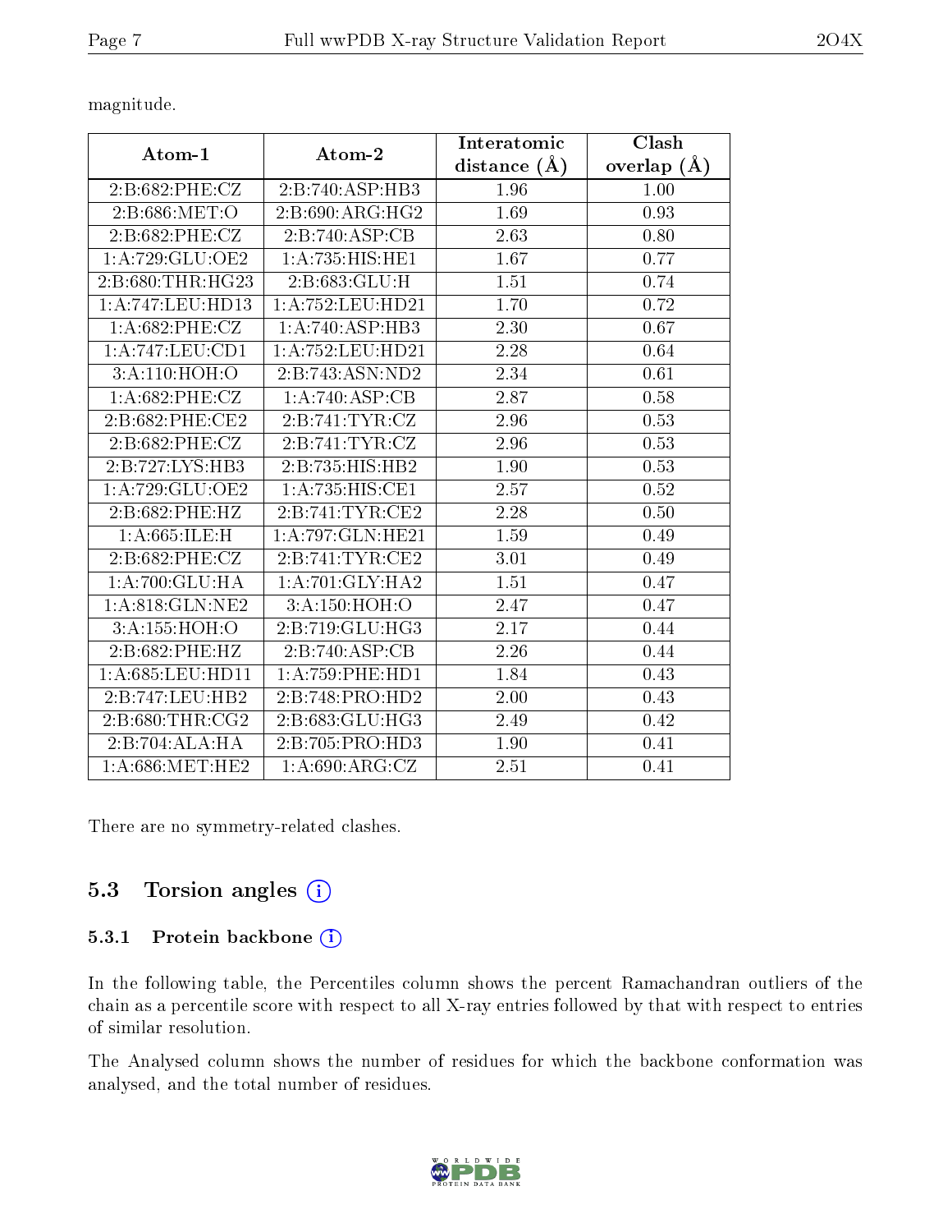magnitude.

| Atom-1 | Atom-2 | Interatomic distance (Å) | Clash overlap (Å) |
|---|---|---|---|
| 2:B:682:PHE:CZ | 2:B:740:ASP:HB3 | 1.96 | 1.00 |
| 2:B:686:MET:O | 2:B:690:ARG:HG2 | 1.69 | 0.93 |
| 2:B:682:PHE:CZ | 2:B:740:ASP:CB | 2.63 | 0.80 |
| 1:A:729:GLU:OE2 | 1:A:735:HIS:HE1 | 1.67 | 0.77 |
| 2:B:680:THR:HG23 | 2:B:683:GLU:H | 1.51 | 0.74 |
| 1:A:747:LEU:HD13 | 1:A:752:LEU:HD21 | 1.70 | 0.72 |
| 1:A:682:PHE:CZ | 1:A:740:ASP:HB3 | 2.30 | 0.67 |
| 1:A:747:LEU:CD1 | 1:A:752:LEU:HD21 | 2.28 | 0.64 |
| 3:A:110:HOH:O | 2:B:743:ASN:ND2 | 2.34 | 0.61 |
| 1:A:682:PHE:CZ | 1:A:740:ASP:CB | 2.87 | 0.58 |
| 2:B:682:PHE:CE2 | 2:B:741:TYR:CZ | 2.96 | 0.53 |
| 2:B:682:PHE:CZ | 2:B:741:TYR:CZ | 2.96 | 0.53 |
| 2:B:727:LYS:HB3 | 2:B:735:HIS:HB2 | 1.90 | 0.53 |
| 1:A:729:GLU:OE2 | 1:A:735:HIS:CE1 | 2.57 | 0.52 |
| 2:B:682:PHE:HZ | 2:B:741:TYR:CE2 | 2.28 | 0.50 |
| 1:A:665:ILE:H | 1:A:797:GLN:HE21 | 1.59 | 0.49 |
| 2:B:682:PHE:CZ | 2:B:741:TYR:CE2 | 3.01 | 0.49 |
| 1:A:700:GLU:HA | 1:A:701:GLY:HA2 | 1.51 | 0.47 |
| 1:A:818:GLN:NE2 | 3:A:150:HOH:O | 2.47 | 0.47 |
| 3:A:155:HOH:O | 2:B:719:GLU:HG3 | 2.17 | 0.44 |
| 2:B:682:PHE:HZ | 2:B:740:ASP:CB | 2.26 | 0.44 |
| 1:A:685:LEU:HD11 | 1:A:759:PHE:HD1 | 1.84 | 0.43 |
| 2:B:747:LEU:HB2 | 2:B:748:PRO:HD2 | 2.00 | 0.43 |
| 2:B:680:THR:CG2 | 2:B:683:GLU:HG3 | 2.49 | 0.42 |
| 2:B:704:ALA:HA | 2:B:705:PRO:HD3 | 1.90 | 0.41 |
| 1:A:686:MET:HE2 | 1:A:690:ARG:CZ | 2.51 | 0.41 |

There are no symmetry-related clashes.

## 5.3 Torsion angles (i)

### 5.3.1 Protein backbone (i)

In the following table, the Percentiles column shows the percent Ramachandran outliers of the chain as a percentile score with respect to all X-ray entries followed by that with respect to entries of similar resolution.

The Analysed column shows the number of residues for which the backbone conformation was analysed, and the total number of residues.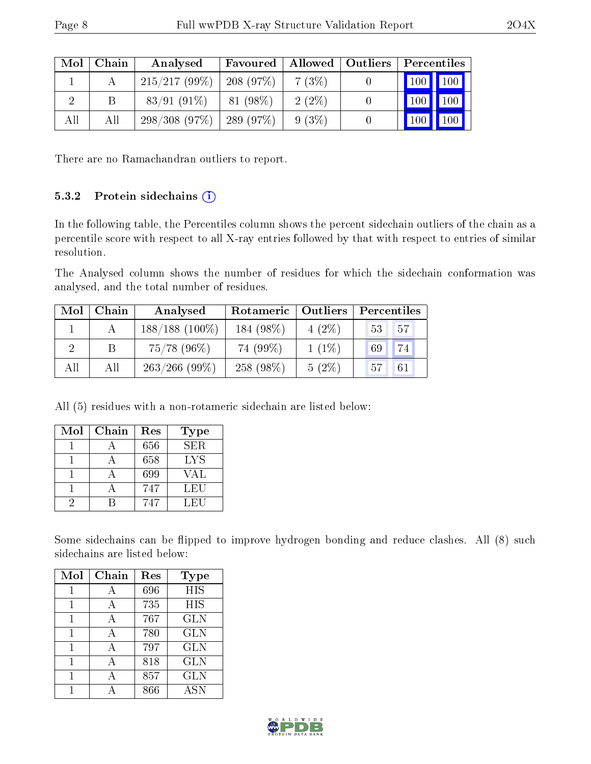| Mol | Chain | Analysed | Favoured | Allowed | Outliers | Percentiles | |
|---|---|---|---|---|---|---|---|
| 1 | A | 215/217 (99%) | 208 (97%) | 7 (3%) | 0 | 100 | 100 |
| 2 | B | 83/91 (91%) | 81 (98%) | 2 (2%) | 0 | 100 | 100 |
| All | All | 298/308 (97%) | 289 (97%) | 9 (3%) | 0 | 100 | 100 |

There are no Ramachandran outliers to report.

### 5.3.2 Protein sidechains

In the following table, the Percentiles column shows the percent sidechain outliers of the chain as a percentile score with respect to all X-ray entries followed by that with respect to entries of similar resolution.

The Analysed column shows the number of residues for which the sidechain conformation was analysed, and the total number of residues.

| Mol | Chain | Analysed | Rotameric | Outliers | Percentiles | |
|---|---|---|---|---|---|---|
| 1 | A | 188/188 (100%) | 184 (98%) | 4 (2%) | 53 | 57 |
| 2 | B | 75/78 (96%) | 74 (99%) | 1 (1%) | 69 | 74 |
| All | All | 263/266 (99%) | 258 (98%) | 5 (2%) | 57 | 61 |

All (5) residues with a non-rotameric sidechain are listed below:

| Mol | Chain | Res | Type |
|---|---|---|---|
| 1 | A | 656 | SER |
| 1 | A | 658 | LYS |
| 1 | A | 699 | VAL |
| 1 | A | 747 | LEU |
| 2 | B | 747 | LEU |

Some sidechains can be flipped to improve hydrogen bonding and reduce clashes. All (8) such sidechains are listed below:

| Mol | Chain | Res | Type |
|---|---|---|---|
| 1 | A | 696 | HIS |
| 1 | A | 735 | HIS |
| 1 | A | 767 | GLN |
| 1 | A | 780 | GLN |
| 1 | A | 797 | GLN |
| 1 | A | 818 | GLN |
| 1 | A | 857 | GLN |
| 1 | A | 866 | ASN |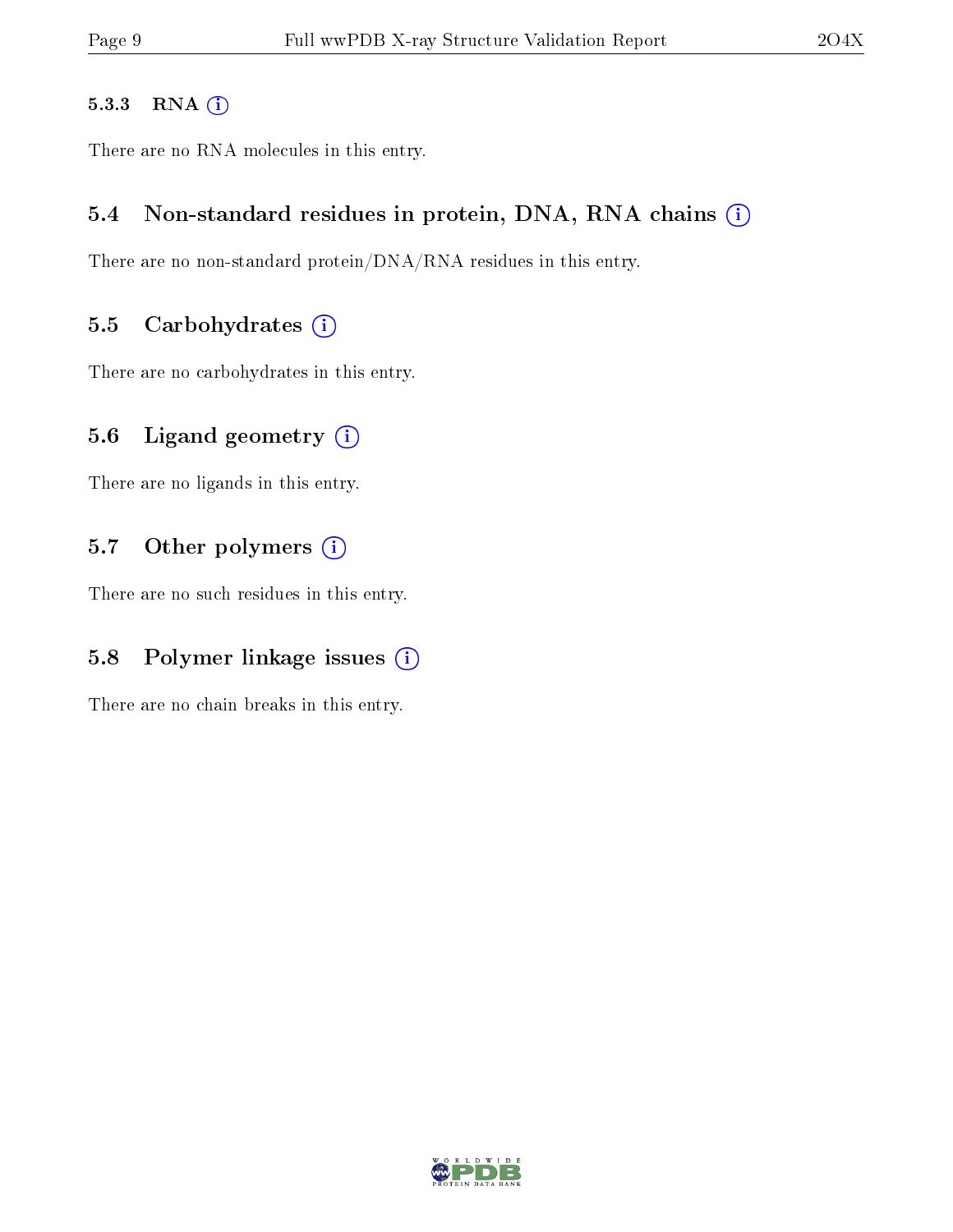#### 5.3.3 RNA

There are no RNA molecules in this entry.

### 5.4 Non-standard residues in protein, DNA, RNA chains

There are no non-standard protein/DNA/RNA residues in this entry.

### 5.5 Carbohydrates

There are no carbohydrates in this entry.

### 5.6 Ligand geometry

There are no ligands in this entry.

### 5.7 Other polymers

There are no such residues in this entry.

### 5.8 Polymer linkage issues

There are no chain breaks in this entry.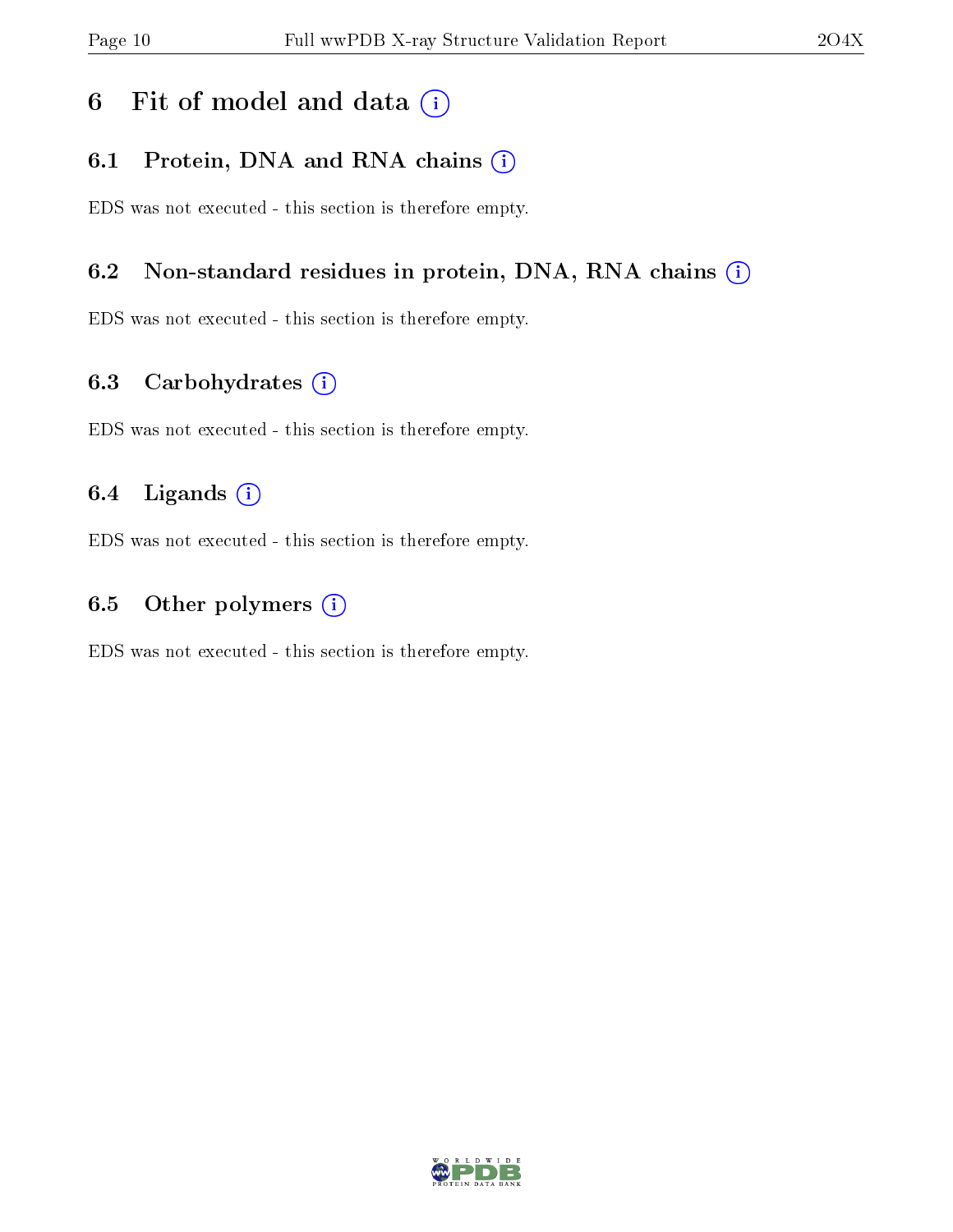# 6 Fit of model and data

## 6.1 Protein, DNA and RNA chains

EDS was not executed - this section is therefore empty.

## 6.2 Non-standard residues in protein, DNA, RNA chains

EDS was not executed - this section is therefore empty.

## 6.3 Carbohydrates

EDS was not executed - this section is therefore empty.

## 6.4 Ligands

EDS was not executed - this section is therefore empty.

## 6.5 Other polymers

EDS was not executed - this section is therefore empty.